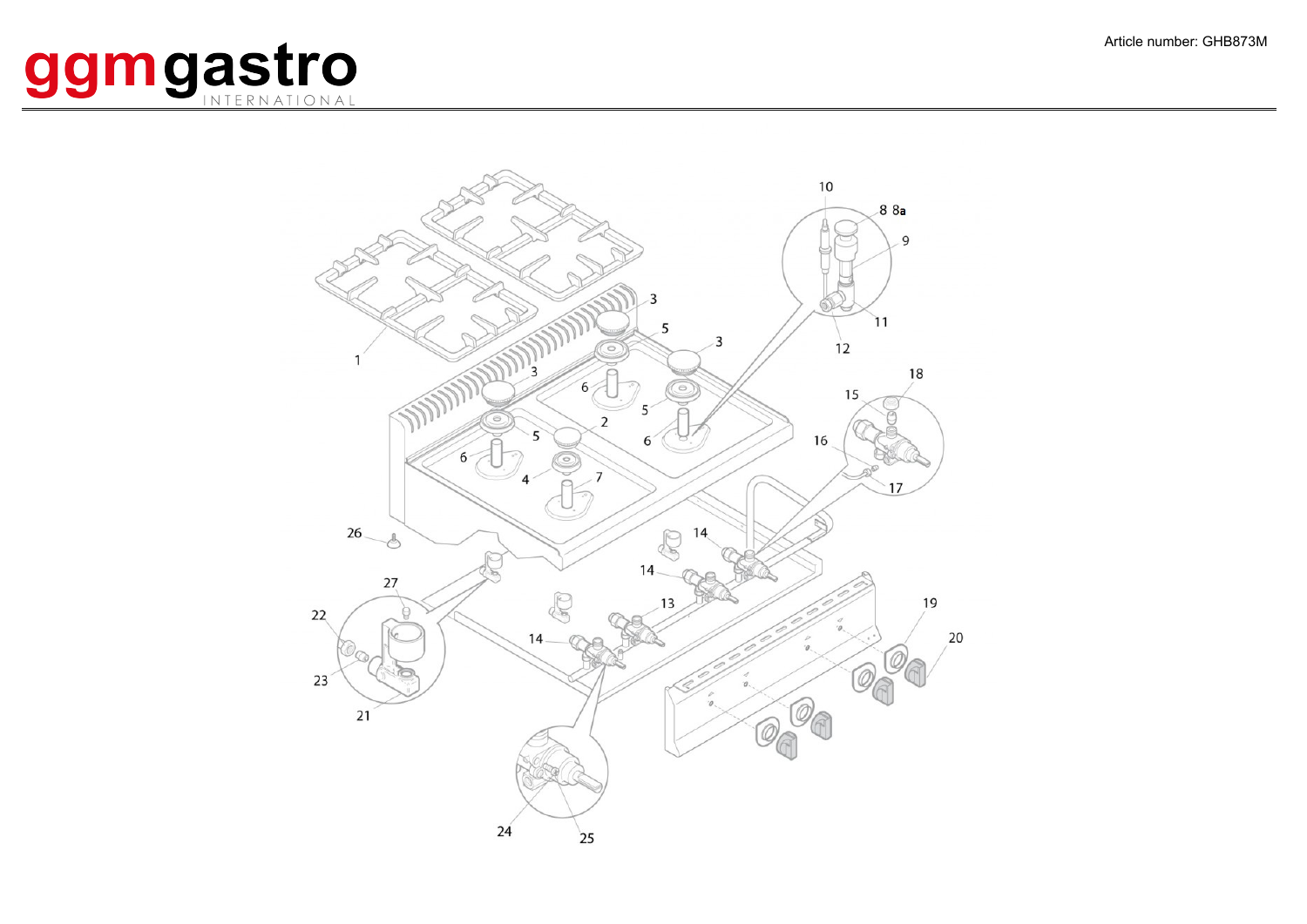**ggmgastro** INTERNATIONAL

Article number: GHB873M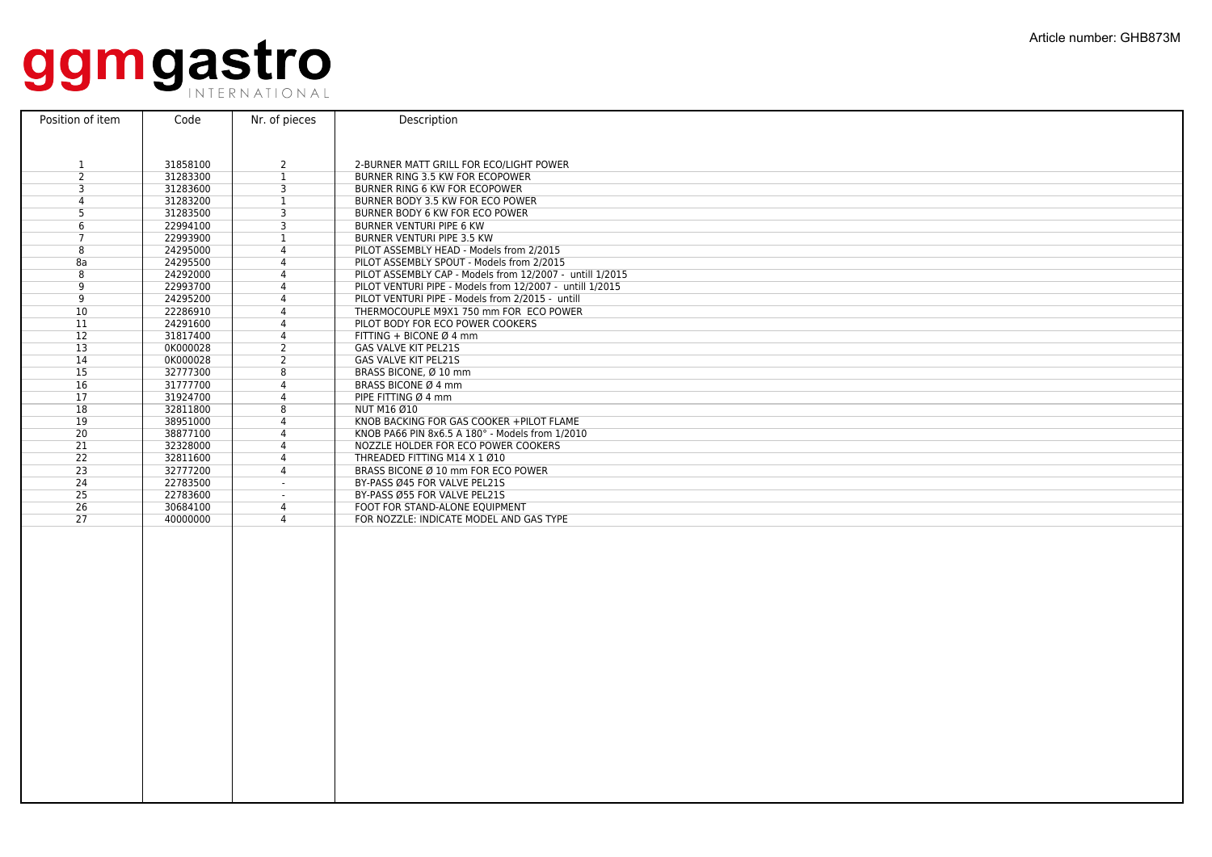ggmgastro INTERNATIONAL

Article number: GHB873M

| Position of item | Code | Nr. of pieces | Description |
|---|---|---|---|
| 1 | 31858100 | 2 | 2-BURNER MATT GRILL FOR ECO/LIGHT POWER |
| 2 | 31283300 | 1 | BURNER RING 3.5 KW FOR ECOPOWER |
| 3 | 31283600 | 3 | BURNER RING 6 KW FOR ECOPOWER |
| 4 | 31283200 | 1 | BURNER BODY 3.5 KW FOR ECO POWER |
| 5 | 31283500 | 3 | BURNER BODY 6 KW FOR ECO POWER |
| 6 | 22994100 | 3 | BURNER VENTURI PIPE 6 KW |
| 7 | 22993900 | 1 | BURNER VENTURI PIPE 3.5 KW |
| 8 | 24295000 | 4 | PILOT ASSEMBLY HEAD - Models from 2/2015 |
| 8a | 24295500 | 4 | PILOT ASSEMBLY SPOUT - Models from 2/2015 |
| 8 | 24292000 | 4 | PILOT ASSEMBLY CAP - Models from 12/2007 - untill 1/2015 |
| 9 | 22993700 | 4 | PILOT VENTURI PIPE - Models from 12/2007 - untill 1/2015 |
| 9 | 24295200 | 4 | PILOT VENTURI PIPE - Models from 2/2015 - untill |
| 10 | 22286910 | 4 | THERMOCOUPLE M9X1 750 mm FOR ECO POWER |
| 11 | 24291600 | 4 | PILOT BODY FOR ECO POWER COOKERS |
| 12 | 31817400 | 4 | FITTING + BICONE Ø 4 mm |
| 13 | 0K000028 | 2 | GAS VALVE KIT PEL21S |
| 14 | 0K000028 | 2 | GAS VALVE KIT PEL21S |
| 15 | 32777300 | 8 | BRASS BICONE, Ø 10 mm |
| 16 | 31777700 | 4 | BRASS BICONE Ø 4 mm |
| 17 | 31924700 | 4 | PIPE FITTING Ø 4 mm |
| 18 | 32811800 | 8 | NUT M16 Ø10 |
| 19 | 38951000 | 4 | KNOB BACKING FOR GAS COOKER +PILOT FLAME |
| 20 | 38877100 | 4 | KNOB PA66 PIN 8x6.5 A 180° - Models from 1/2010 |
| 21 | 32328000 | 4 | NOZZLE HOLDER FOR ECO POWER COOKERS |
| 22 | 32811600 | 4 | THREADED FITTING M14 X 1 Ø10 |
| 23 | 32777200 | 4 | BRASS BICONE Ø 10 mm FOR ECO POWER |
| 24 | 22783500 | - | BY-PASS Ø45 FOR VALVE PEL21S |
| 25 | 22783600 | - | BY-PASS Ø55 FOR VALVE PEL21S |
| 26 | 30684100 | 4 | FOOT FOR STAND-ALONE EQUIPMENT |
| 27 | 40000000 | 4 | FOR NOZZLE: INDICATE MODEL AND GAS TYPE |